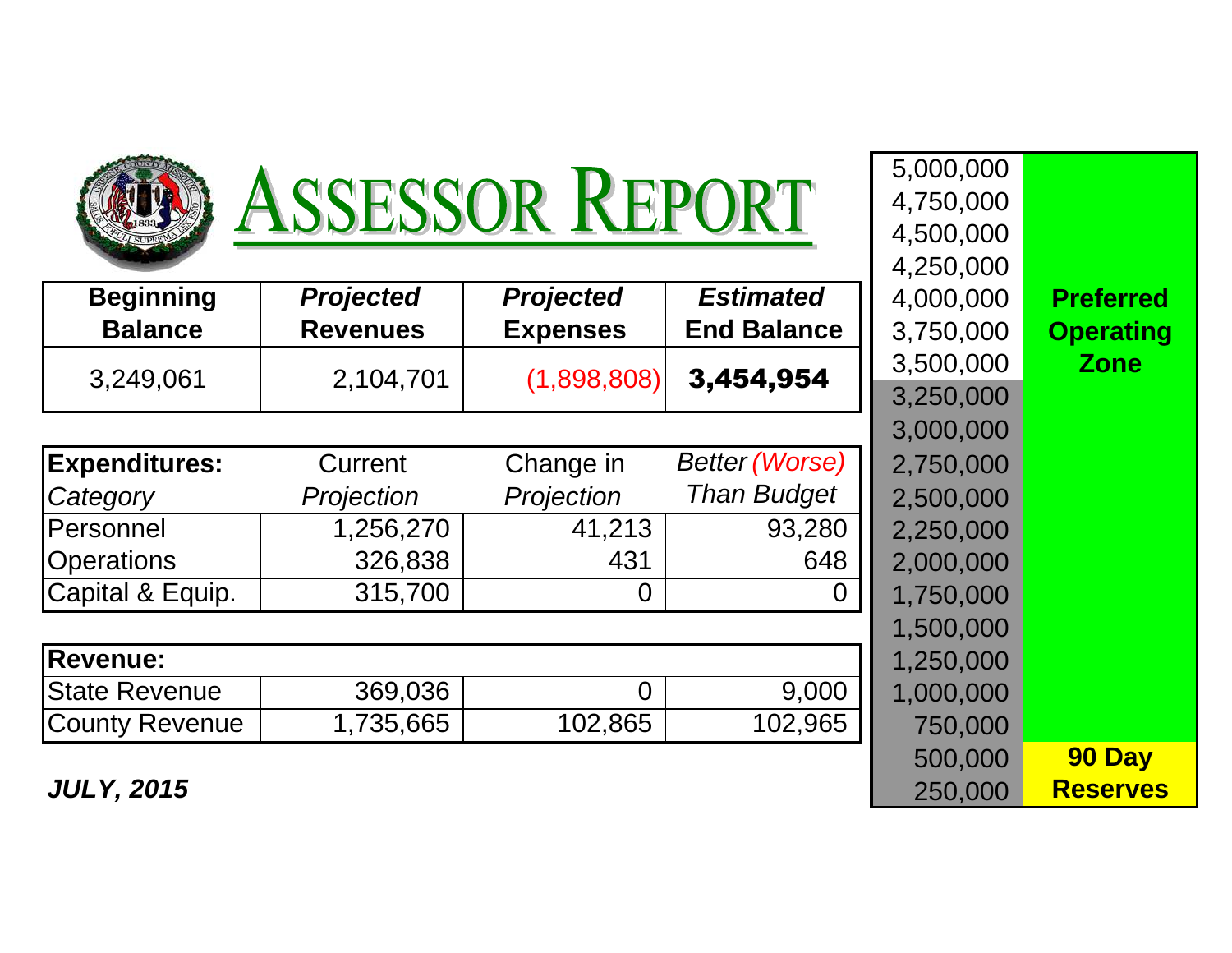# ASSESSOR REPORT

| Beginning Balance | *Projected* Revenues | *Projected* Expenses | *Estimated* End Balance |
|---|---|---|---|
| 3,249,061 | 2,104,701 | (1,898,808) | **3,454,954** |

| **Expenditures:** *Category* | Current *Projection* | Change in *Projection* | *Better (Worse) Than Budget* |
|---|---|---|---|
| Personnel | 1,256,270 | 41,213 | 93,280 |
| Operations | 326,838 | 431 | 648 |
| Capital & Equip. | 315,700 | 0 | 0 |

| **Revenue:** | | | |
|---|---|---|---|
| State Revenue | 369,036 | 0 | 9,000 |
| County Revenue | 1,735,665 | 102,865 | 102,965 |

***JULY, 2015***

| | |
|---|---|
| 5,000,000 | |
| 4,750,000 | |
| 4,500,000 | |
| 4,250,000 | |
| 4,000,000 | **Preferred Operating Zone** |
| 3,750,000 | |
| 3,500,000 | |
| 3,250,000 | |
| 3,000,000 | |
| 2,750,000 | |
| 2,500,000 | |
| 2,250,000 | |
| 2,000,000 | |
| 1,750,000 | |
| 1,500,000 | |
| 1,250,000 | |
| 1,000,000 | |
| 750,000 | |
| 500,000 | **90 Day Reserves** |
| 250,000 | |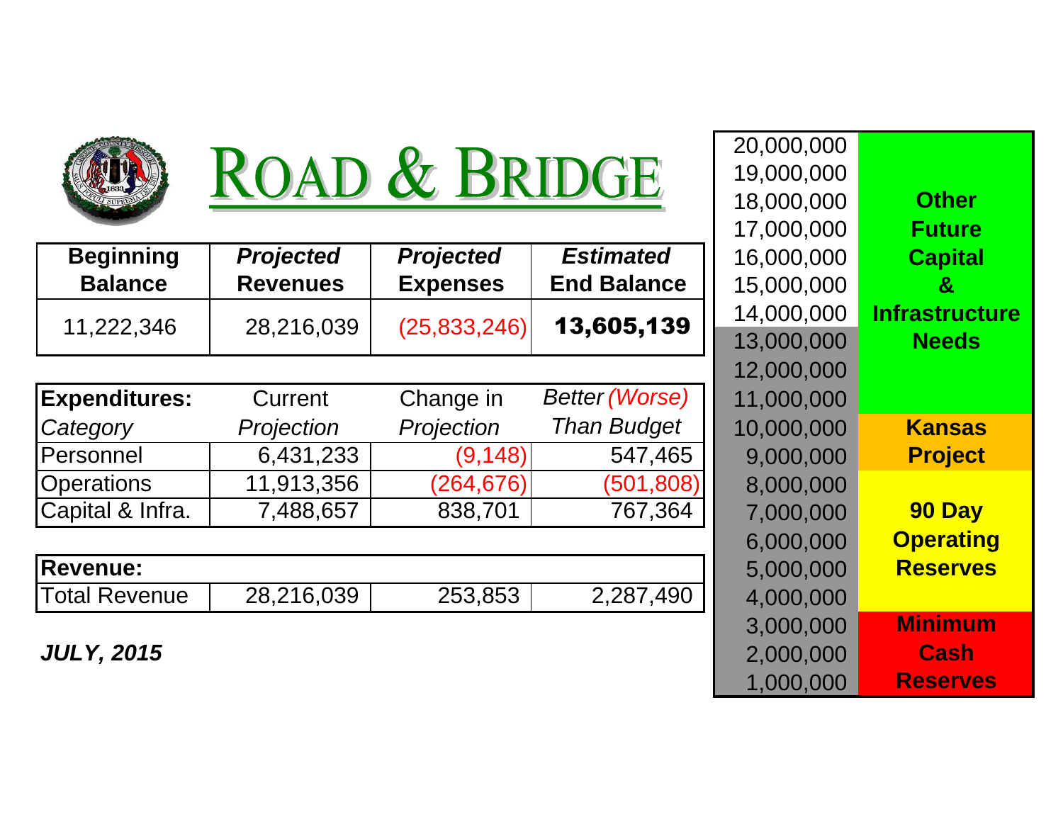# ROAD & BRIDGE

| Beginning Balance | *Projected* Revenues | *Projected* Expenses | *Estimated* End Balance |
|---|---|---|---|
| 11,222,346 | 28,216,039 | (25,833,246) | **13,605,139** |

| **Expenditures:** *Category* | Current *Projection* | Change in *Projection* | *Better (Worse) Than Budget* |
|---|---|---|---|
| Personnel | 6,431,233 | (9,148) | 547,465 |
| Operations | 11,913,356 | (264,676) | (501,808) |
| Capital & Infra. | 7,488,657 | 838,701 | 767,364 |

| **Revenue:** | | | |
|---|---|---|---|
| Total Revenue | 28,216,039 | 253,853 | 2,287,490 |

***JULY, 2015***

| Amount | Reserve Level |
|---|---|
| 20,000,000 | **Other Future Capital & Infrastructure Needs** |
| 19,000,000 | |
| 18,000,000 | |
| 17,000,000 | |
| 16,000,000 | |
| 15,000,000 | |
| 14,000,000 | |
| 13,000,000 | |
| 12,000,000 | |
| 11,000,000 | |
| 10,000,000 | **Kansas Project** |
| 9,000,000 | |
| 8,000,000 | **90 Day Operating Reserves** |
| 7,000,000 | |
| 6,000,000 | |
| 5,000,000 | |
| 4,000,000 | |
| 3,000,000 | **Minimum Cash Reserves** |
| 2,000,000 | |
| 1,000,000 | |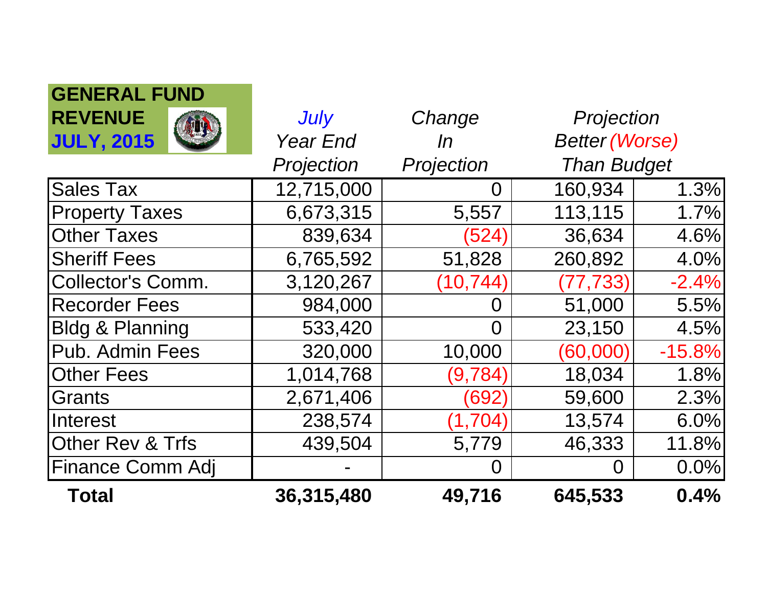**GENERAL FUND REVENUE**
**JULY, 2015**

| | *July Year End Projection* | *Change In Projection* | *Projection Better (Worse) Than Budget* | |
|---|---|---|---|---|
| Sales Tax | 12,715,000 | 0 | 160,934 | 1.3% |
| Property Taxes | 6,673,315 | 5,557 | 113,115 | 1.7% |
| Other Taxes | 839,634 | (524) | 36,634 | 4.6% |
| Sheriff Fees | 6,765,592 | 51,828 | 260,892 | 4.0% |
| Collector's Comm. | 3,120,267 | (10,744) | (77,733) | -2.4% |
| Recorder Fees | 984,000 | 0 | 51,000 | 5.5% |
| Bldg & Planning | 533,420 | 0 | 23,150 | 4.5% |
| Pub. Admin Fees | 320,000 | 10,000 | (60,000) | -15.8% |
| Other Fees | 1,014,768 | (9,784) | 18,034 | 1.8% |
| Grants | 2,671,406 | (692) | 59,600 | 2.3% |
| Interest | 238,574 | (1,704) | 13,574 | 6.0% |
| Other Rev & Trfs | 439,504 | 5,779 | 46,333 | 11.8% |
| Finance Comm Adj | - | 0 | 0 | 0.0% |
| **Total** | **36,315,480** | **49,716** | **645,533** | **0.4%** |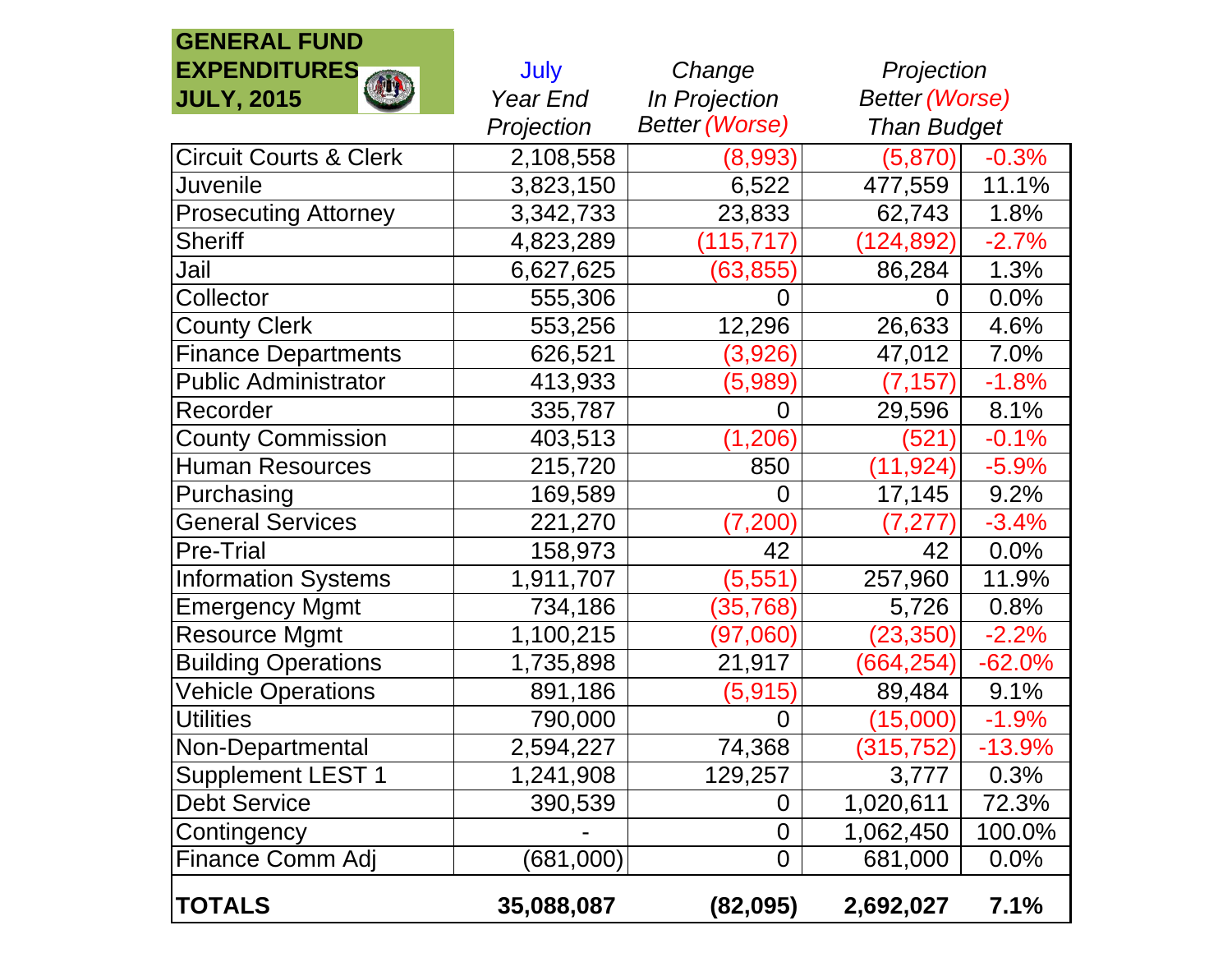**GENERAL FUND EXPENDITURES JULY, 2015**

| | July Year End Projection | Change In Projection Better (Worse) | Projection Better (Worse) Than Budget | |
|---|---|---|---|---|
| Circuit Courts & Clerk | 2,108,558 | (8,993) | (5,870) | -0.3% |
| Juvenile | 3,823,150 | 6,522 | 477,559 | 11.1% |
| Prosecuting Attorney | 3,342,733 | 23,833 | 62,743 | 1.8% |
| Sheriff | 4,823,289 | (115,717) | (124,892) | -2.7% |
| Jail | 6,627,625 | (63,855) | 86,284 | 1.3% |
| Collector | 555,306 | 0 | 0 | 0.0% |
| County Clerk | 553,256 | 12,296 | 26,633 | 4.6% |
| Finance Departments | 626,521 | (3,926) | 47,012 | 7.0% |
| Public Administrator | 413,933 | (5,989) | (7,157) | -1.8% |
| Recorder | 335,787 | 0 | 29,596 | 8.1% |
| County Commission | 403,513 | (1,206) | (521) | -0.1% |
| Human Resources | 215,720 | 850 | (11,924) | -5.9% |
| Purchasing | 169,589 | 0 | 17,145 | 9.2% |
| General Services | 221,270 | (7,200) | (7,277) | -3.4% |
| Pre-Trial | 158,973 | 42 | 42 | 0.0% |
| Information Systems | 1,911,707 | (5,551) | 257,960 | 11.9% |
| Emergency Mgmt | 734,186 | (35,768) | 5,726 | 0.8% |
| Resource Mgmt | 1,100,215 | (97,060) | (23,350) | -2.2% |
| Building Operations | 1,735,898 | 21,917 | (664,254) | -62.0% |
| Vehicle Operations | 891,186 | (5,915) | 89,484 | 9.1% |
| Utilities | 790,000 | 0 | (15,000) | -1.9% |
| Non-Departmental | 2,594,227 | 74,368 | (315,752) | -13.9% |
| Supplement LEST 1 | 1,241,908 | 129,257 | 3,777 | 0.3% |
| Debt Service | 390,539 | 0 | 1,020,611 | 72.3% |
| Contingency | - | 0 | 1,062,450 | 100.0% |
| Finance Comm Adj | (681,000) | 0 | 681,000 | 0.0% |
| **TOTALS** | **35,088,087** | **(82,095)** | **2,692,027** | **7.1%** |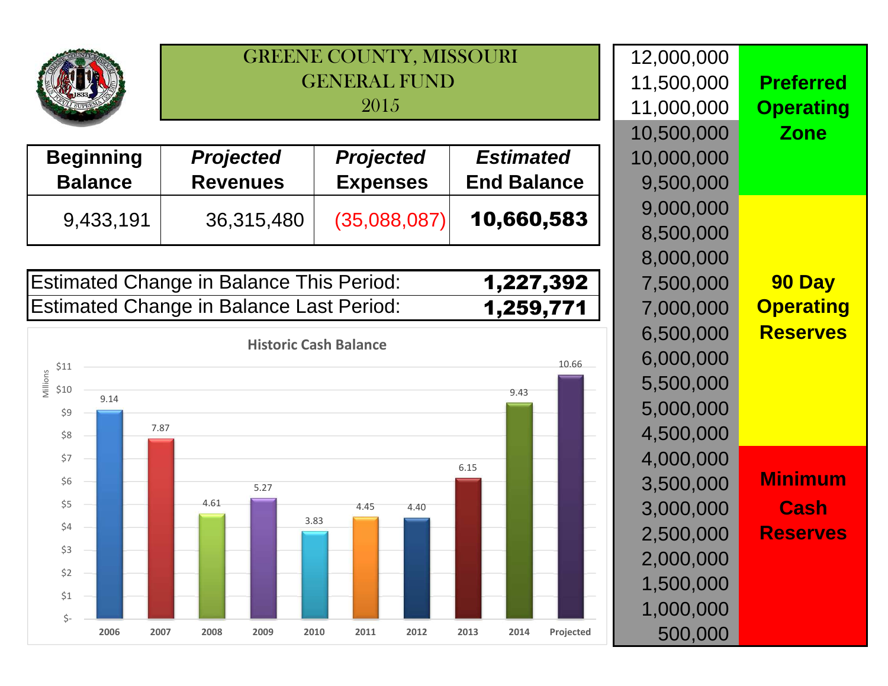# GREENE COUNTY, MISSOURI
## GENERAL FUND
## 2015

| Beginning Balance | *Projected* Revenues | *Projected* Expenses | *Estimated* End Balance |
| --- | --- | --- | --- |
| 9,433,191 | 36,315,480 | (35,088,087) | **10,660,583** |

| | |
| --- | --- |
| Estimated Change in Balance This Period: | **1,227,392** |
| Estimated Change in Balance Last Period: | **1,259,771** |

Historic Cash Balance

Millions

$11
$10
$9
$8
$7
$6
$5
$4
$3
$2
$1
$-

9.14
7.87
4.61
5.27
3.83
4.45
4.40
6.15
9.43
10.66

2006
2007
2008
2009
2010
2011
2012
2013
2014
Projected

12,000,000
11,500,000
11,000,000
10,500,000
10,000,000
9,500,000
9,000,000
8,500,000
8,000,000
7,500,000
7,000,000
6,500,000
6,000,000
5,500,000
5,000,000
4,500,000
4,000,000
3,500,000
3,000,000
2,500,000
2,000,000
1,500,000
1,000,000
500,000

**Preferred Operating Zone**

**90 Day Operating Reserves**

**Minimum Cash Reserves**